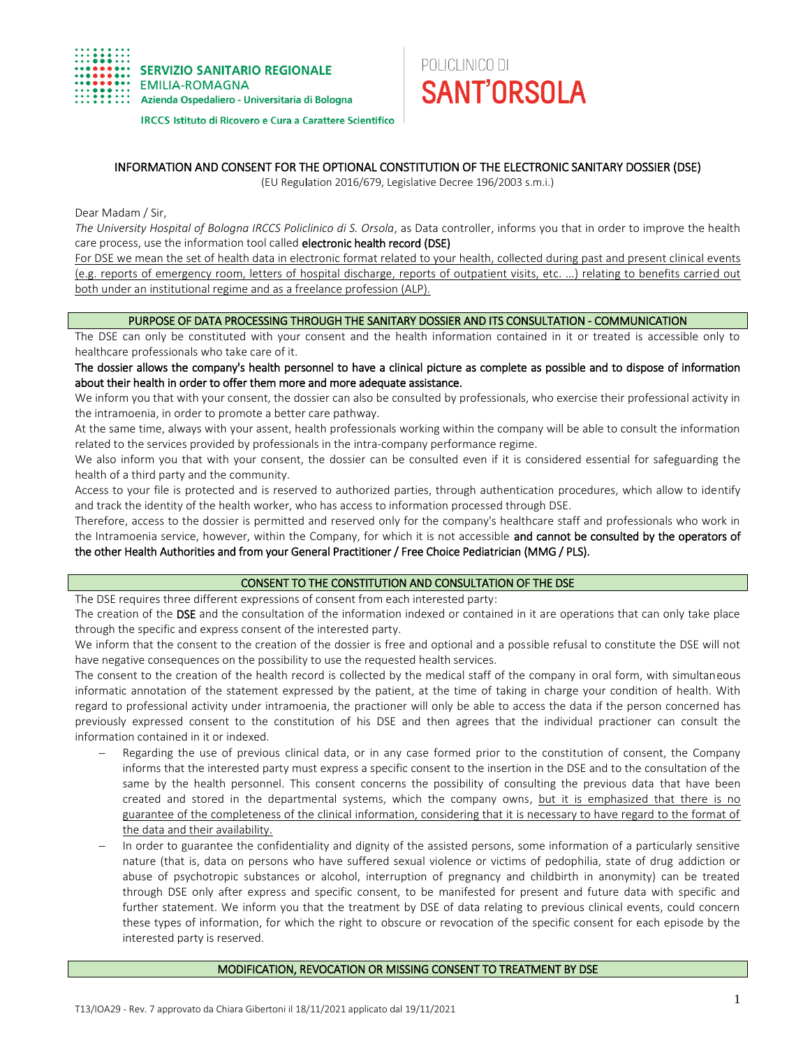SERVIZIO SANITARIO REGIONALE
EMILIA-ROMAGNA
Azienda Ospedaliero - Universitaria di Bologna

IRCCS Istituto di Ricovero e Cura a Carattere Scientifico

POLICLINICO DI
SANT'ORSOLA

## INFORMATION AND CONSENT FOR THE OPTIONAL CONSTITUTION OF THE ELECTRONIC SANITARY DOSSIER (DSE)

(EU Regulation 2016/679, Legislative Decree 196/2003 s.m.i.)

Dear Madam / Sir,

*The University Hospital of Bologna IRCCS Policlinico di S. Orsola*, as Data controller, informs you that in order to improve the health care process, use the information tool called **electronic health record (DSE)**

For DSE we mean the set of health data in electronic format related to your health, collected during past and present clinical events (e.g. reports of emergency room, letters of hospital discharge, reports of outpatient visits, etc. ...) relating to benefits carried out both under an institutional regime and as a freelance profession (ALP).

### PURPOSE OF DATA PROCESSING THROUGH THE SANITARY DOSSIER AND ITS CONSULTATION - COMMUNICATION

The DSE can only be constituted with your consent and the health information contained in it or treated is accessible only to healthcare professionals who take care of it.

**The dossier allows the company's health personnel to have a clinical picture as complete as possible and to dispose of information about their health in order to offer them more and more adequate assistance.**

We inform you that with your consent, the dossier can also be consulted by professionals, who exercise their professional activity in the intramoenia, in order to promote a better care pathway.

At the same time, always with your assent, health professionals working within the company will be able to consult the information related to the services provided by professionals in the intra-company performance regime.

We also inform you that with your consent, the dossier can be consulted even if it is considered essential for safeguarding the health of a third party and the community.

Access to your file is protected and is reserved to authorized parties, through authentication procedures, which allow to identify and track the identity of the health worker, who has access to information processed through DSE.

Therefore, access to the dossier is permitted and reserved only for the company's healthcare staff and professionals who work in the Intramoenia service, however, within the Company, for which it is not accessible **and cannot be consulted by the operators of the other Health Authorities and from your General Practitioner / Free Choice Pediatrician (MMG / PLS).**

### CONSENT TO THE CONSTITUTION AND CONSULTATION OF THE DSE

The DSE requires three different expressions of consent from each interested party:

The creation of the **DSE** and the consultation of the information indexed or contained in it are operations that can only take place through the specific and express consent of the interested party.

We inform that the consent to the creation of the dossier is free and optional and a possible refusal to constitute the DSE will not have negative consequences on the possibility to use the requested health services.

The consent to the creation of the health record is collected by the medical staff of the company in oral form, with simultaneous informatic annotation of the statement expressed by the patient, at the time of taking in charge your condition of health. With regard to professional activity under intramoenia, the practioner will only be able to access the data if the person concerned has previously expressed consent to the constitution of his DSE and then agrees that the individual practioner can consult the information contained in it or indexed.

- Regarding the use of previous clinical data, or in any case formed prior to the constitution of consent, the Company informs that the interested party must express a specific consent to the insertion in the DSE and to the consultation of the same by the health personnel. This consent concerns the possibility of consulting the previous data that have been created and stored in the departmental systems, which the company owns, but it is emphasized that there is no guarantee of the completeness of the clinical information, considering that it is necessary to have regard to the format of the data and their availability.
- In order to guarantee the confidentiality and dignity of the assisted persons, some information of a particularly sensitive nature (that is, data on persons who have suffered sexual violence or victims of pedophilia, state of drug addiction or abuse of psychotropic substances or alcohol, interruption of pregnancy and childbirth in anonymity) can be treated through DSE only after express and specific consent, to be manifested for present and future data with specific and further statement. We inform you that the treatment by DSE of data relating to previous clinical events, could concern these types of information, for which the right to obscure or revocation of the specific consent for each episode by the interested party is reserved.

### MODIFICATION, REVOCATION OR MISSING CONSENT TO TREATMENT BY DSE

T13/IOA29 - Rev. 7 approvato da Chiara Gibertoni il 18/11/2021 applicato dal 19/11/2021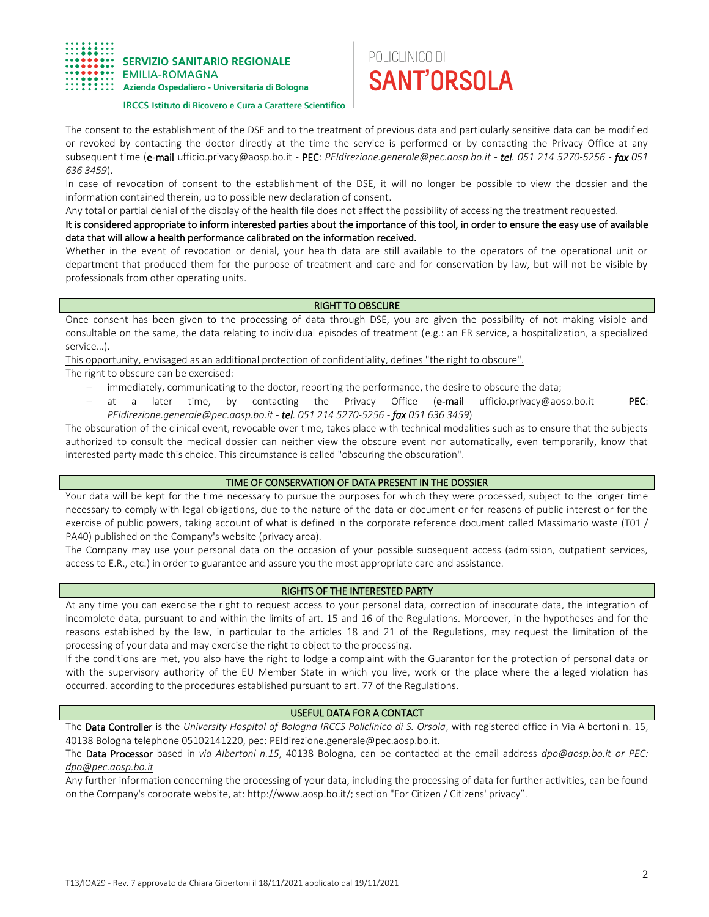The consent to the establishment of the DSE and to the treatment of previous data and particularly sensitive data can be modified or revoked by contacting the doctor directly at the time the service is performed or by contacting the Privacy Office at any subsequent time (**e-mail** ufficio.privacy@aosp.bo.it - **PEC**: *PEIdirezione.generale@pec.aosp.bo.it* - ***tel**. 051 214 5270-5256* - ***fax** 051 636 3459*).

In case of revocation of consent to the establishment of the DSE, it will no longer be possible to view the dossier and the information contained therein, up to possible new declaration of consent.

<u>Any total or partial denial of the display of the health file does not affect the possibility of accessing the treatment requested</u>.

**It is considered appropriate to inform interested parties about the importance of this tool, in order to ensure the easy use of available data that will allow a health performance calibrated on the information received.**

Whether in the event of revocation or denial, your health data are still available to the operators of the operational unit or department that produced them for the purpose of treatment and care and for conservation by law, but will not be visible by professionals from other operating units.

## RIGHT TO OBSCURE

Once consent has been given to the processing of data through DSE, you are given the possibility of not making visible and consultable on the same, the data relating to individual episodes of treatment (e.g.: an ER service, a hospitalization, a specialized service…).

<u>This opportunity, envisaged as an additional protection of confidentiality, defines "the right to obscure".</u>

The right to obscure can be exercised:

- immediately, communicating to the doctor, reporting the performance, the desire to obscure the data;
- at a later time, by contacting the Privacy Office (**e-mail** ufficio.privacy@aosp.bo.it - **PEC**: *PEIdirezione.generale@pec.aosp.bo.it* - ***tel**. 051 214 5270-5256* - ***fax** 051 636 3459*)

The obscuration of the clinical event, revocable over time, takes place with technical modalities such as to ensure that the subjects authorized to consult the medical dossier can neither view the obscure event nor automatically, even temporarily, know that interested party made this choice. This circumstance is called "obscuring the obscuration".

## TIME OF CONSERVATION OF DATA PRESENT IN THE DOSSIER

Your data will be kept for the time necessary to pursue the purposes for which they were processed, subject to the longer time necessary to comply with legal obligations, due to the nature of the data or document or for reasons of public interest or for the exercise of public powers, taking account of what is defined in the corporate reference document called Massimario waste (T01 / PA40) published on the Company's website (privacy area).

The Company may use your personal data on the occasion of your possible subsequent access (admission, outpatient services, access to E.R., etc.) in order to guarantee and assure you the most appropriate care and assistance.

## RIGHTS OF THE INTERESTED PARTY

At any time you can exercise the right to request access to your personal data, correction of inaccurate data, the integration of incomplete data, pursuant to and within the limits of art. 15 and 16 of the Regulations. Moreover, in the hypotheses and for the reasons established by the law, in particular to the articles 18 and 21 of the Regulations, may request the limitation of the processing of your data and may exercise the right to object to the processing.

If the conditions are met, you also have the right to lodge a complaint with the Guarantor for the protection of personal data or with the supervisory authority of the EU Member State in which you live, work or the place where the alleged violation has occurred. according to the procedures established pursuant to art. 77 of the Regulations.

## USEFUL DATA FOR A CONTACT

The **Data Controller** is the *University Hospital of Bologna IRCCS Policlinico di S. Orsola*, with registered office in Via Albertoni n. 15, 40138 Bologna telephone 05102141220, pec: PEIdirezione.generale@pec.aosp.bo.it.

The **Data Processor** based in *via Albertoni n.15*, 40138 Bologna, can be contacted at the email address *dpo@aosp.bo.it or PEC: dpo@pec.aosp.bo.it*

Any further information concerning the processing of your data, including the processing of data for further activities, can be found on the Company's corporate website, at: http://www.aosp.bo.it/; section "For Citizen / Citizens' privacy".

T13/IOA29 - Rev. 7 approvato da Chiara Gibertoni il 18/11/2021 applicato dal 19/11/2021